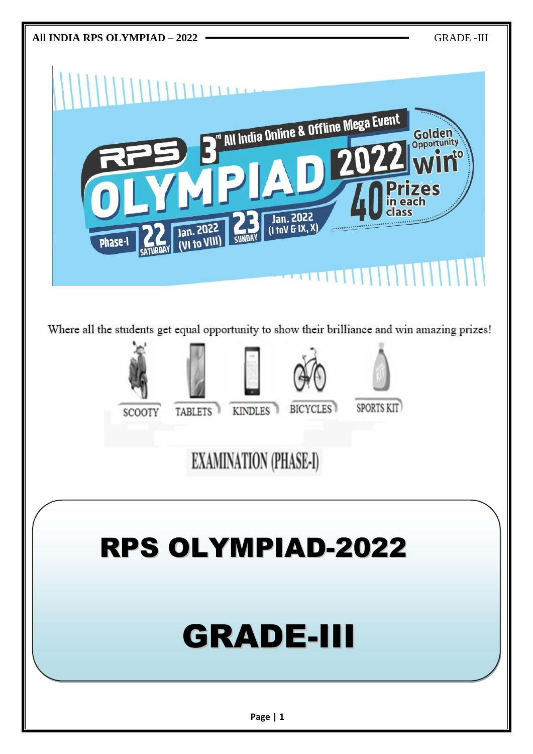RPS 3rd All India Online & Offline Mega Event

OLYMPIAD 2022

Golden Opportunity to win 40 Prizes in each class

Phase-I 22 SATURDAY Jan. 2022 (VI to VIII) 23 SUNDAY Jan. 2022 (I to V & IX, X)

Where all the students get equal opportunity to show their brilliance and win amazing prizes!

SCOOTY TABLETS KINDLES BICYCLES SPORTS KIT

EXAMINATION (PHASE-I)

# RPS OLYMPIAD-2022

# GRADE-III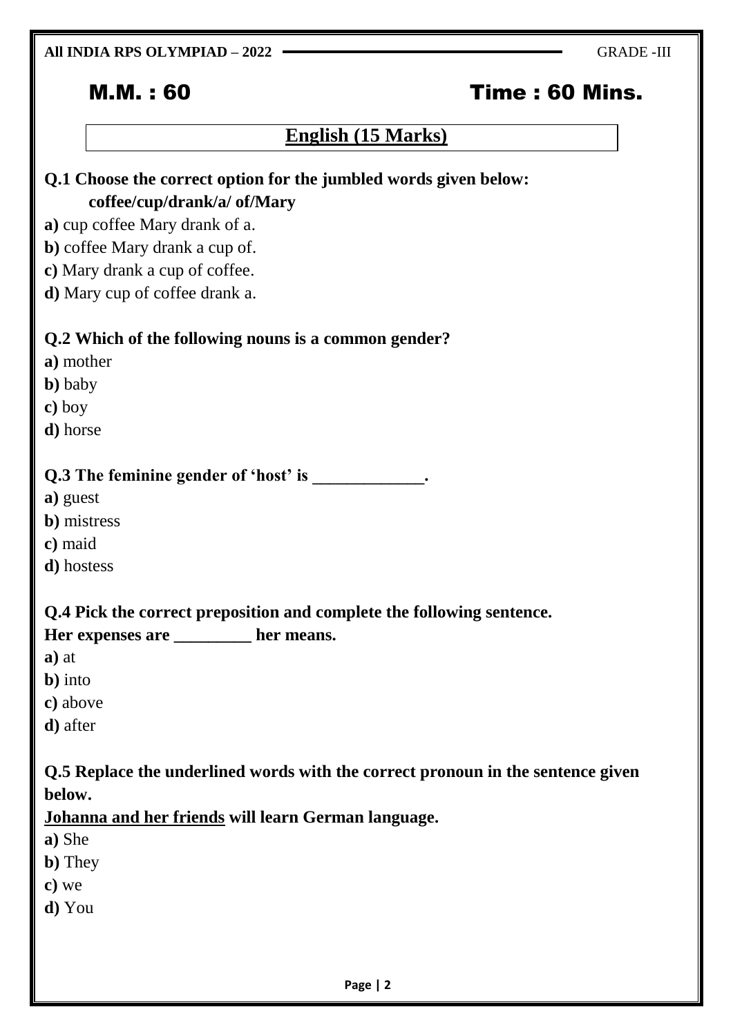**All INDIA RPS OLYMPIAD – 2022** GRADE -III

**M.M. : 60** **Time : 60 Mins.**

## English (15 Marks)

**Q.1 Choose the correct option for the jumbled words given below:**
**coffee/cup/drank/a/ of/Mary**

**a)** cup coffee Mary drank of a.
**b)** coffee Mary drank a cup of.
**c)** Mary drank a cup of coffee.
**d)** Mary cup of coffee drank a.

**Q.2 Which of the following nouns is a common gender?**

**a)** mother
**b)** baby
**c)** boy
**d)** horse

**Q.3 The feminine gender of 'host' is _____________.**

**a)** guest
**b)** mistress
**c)** maid
**d)** hostess

**Q.4 Pick the correct preposition and complete the following sentence.**
**Her expenses are _________ her means.**

**a)** at
**b)** into
**c)** above
**d)** after

**Q.5 Replace the underlined words with the correct pronoun in the sentence given below.**
**<u>Johanna and her friends</u> will learn German language.**

**a)** She
**b)** They
**c)** we
**d)** You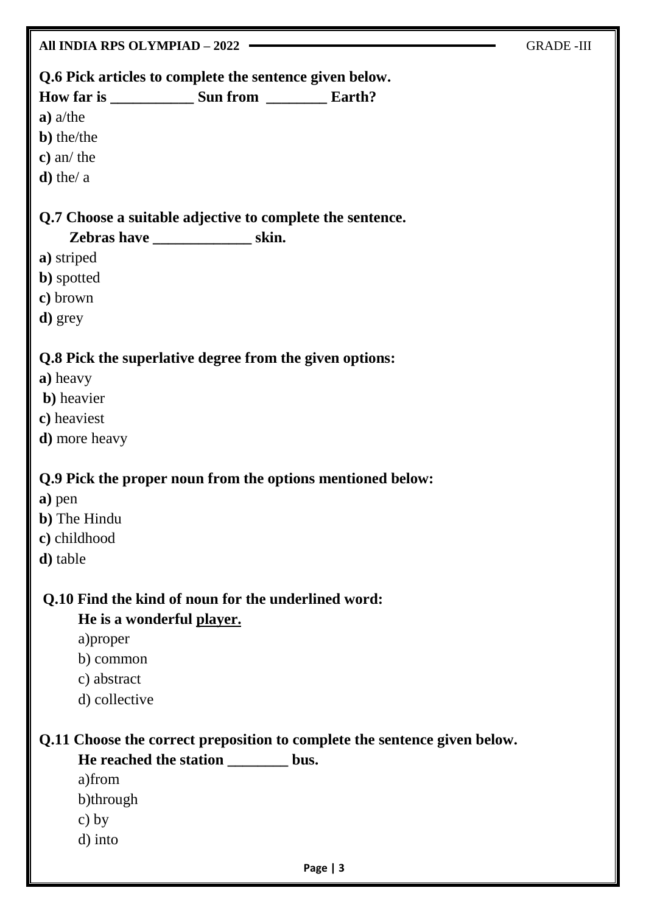**Q.6 Pick articles to complete the sentence given below.**
**How far is ___________ Sun from ________ Earth?**

**a)** a/the
**b)** the/the
**c)** an/ the
**d)** the/ a

**Q.7 Choose a suitable adjective to complete the sentence.**
**Zebras have _____________ skin.**

**a)** striped
**b)** spotted
**c)** brown
**d)** grey

**Q.8 Pick the superlative degree from the given options:**

**a)** heavy
**b)** heavier
**c)** heaviest
**d)** more heavy

**Q.9 Pick the proper noun from the options mentioned below:**

**a)** pen
**b)** The Hindu
**c)** childhood
**d)** table

**Q.10 Find the kind of noun for the underlined word:**
**He is a wonderful <u>player.</u>**

a)proper
b) common
c) abstract
d) collective

**Q.11 Choose the correct preposition to complete the sentence given below.**
**He reached the station ________ bus.**

a)from
b)through
c) by
d) into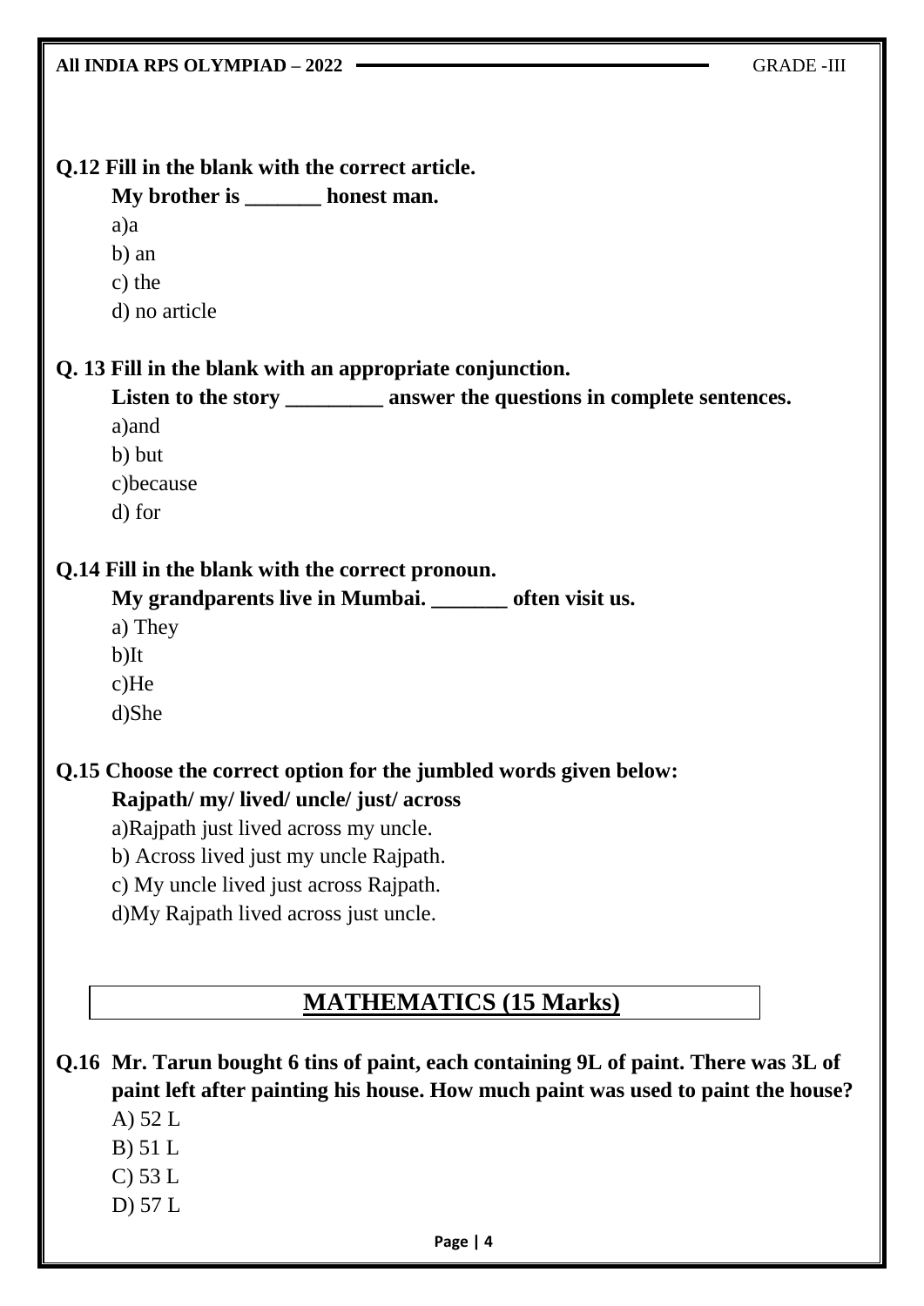**Q.12 Fill in the blank with the correct article.**

**My brother is _______ honest man.**

a)a

b) an

c) the

d) no article

**Q. 13 Fill in the blank with an appropriate conjunction.**

**Listen to the story _________ answer the questions in complete sentences.**

a)and

b) but

c)because

d) for

**Q.14 Fill in the blank with the correct pronoun.**

**My grandparents live in Mumbai. _______ often visit us.**

a) They

b)It

c)He

d)She

**Q.15 Choose the correct option for the jumbled words given below:**

**Rajpath/ my/ lived/ uncle/ just/ across**

a)Rajpath just lived across my uncle.

b) Across lived just my uncle Rajpath.

c) My uncle lived just across Rajpath.

d)My Rajpath lived across just uncle.

## MATHEMATICS (15 Marks)

**Q.16 Mr. Tarun bought 6 tins of paint, each containing 9L of paint. There was 3L of paint left after painting his house. How much paint was used to paint the house?**

A) 52 L

B) 51 L

C) 53 L

D) 57 L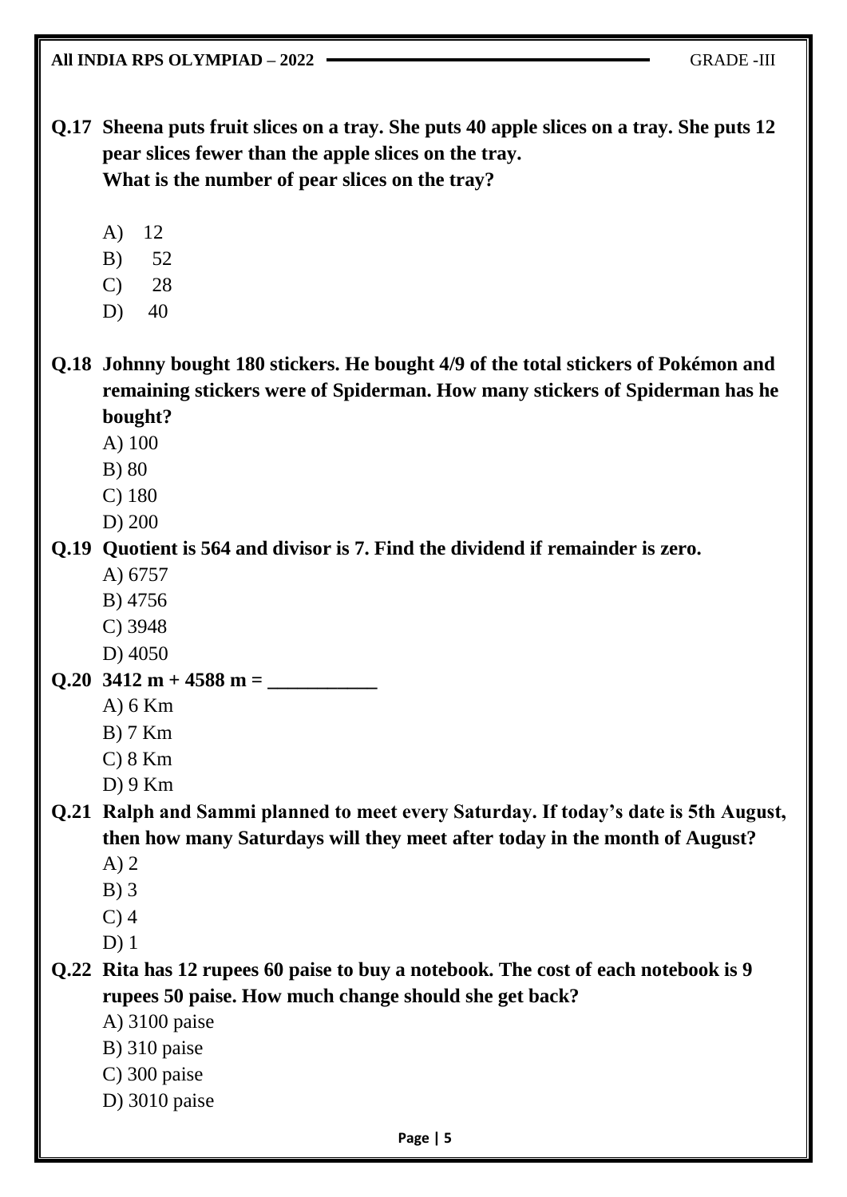**Q.17 Sheena puts fruit slices on a tray. She puts 40 apple slices on a tray. She puts 12 pear slices fewer than the apple slices on the tray.**
**What is the number of pear slices on the tray?**

A) 12
B) 52
C) 28
D) 40

**Q.18 Johnny bought 180 stickers. He bought 4/9 of the total stickers of Pokémon and remaining stickers were of Spiderman. How many stickers of Spiderman has he bought?**

A) 100
B) 80
C) 180
D) 200

**Q.19 Quotient is 564 and divisor is 7. Find the dividend if remainder is zero.**

A) 6757
B) 4756
C) 3948
D) 4050

**Q.20 3412 m + 4588 m = ___________**

A) 6 Km
B) 7 Km
C) 8 Km
D) 9 Km

**Q.21 Ralph and Sammi planned to meet every Saturday. If today's date is 5th August, then how many Saturdays will they meet after today in the month of August?**

A) 2
B) 3
C) 4
D) 1

**Q.22 Rita has 12 rupees 60 paise to buy a notebook. The cost of each notebook is 9 rupees 50 paise. How much change should she get back?**

A) 3100 paise
B) 310 paise
C) 300 paise
D) 3010 paise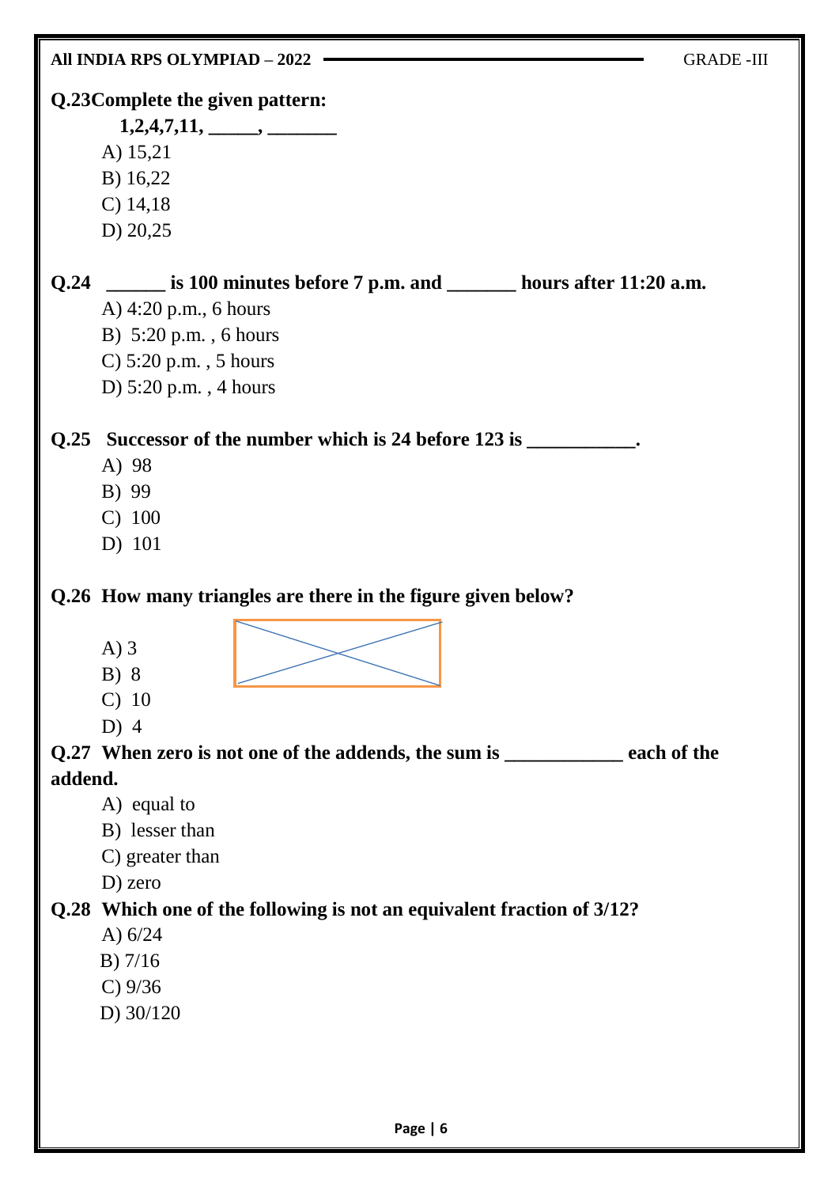**Q.23 Complete the given pattern:**

**1,2,4,7,11, _____, _______**

A) 15,21
B) 16,22
C) 14,18
D) 20,25

**Q.24 ______ is 100 minutes before 7 p.m. and _______ hours after 11:20 a.m.**

A) 4:20 p.m., 6 hours
B) 5:20 p.m. , 6 hours
C) 5:20 p.m. , 5 hours
D) 5:20 p.m. , 4 hours

**Q.25 Successor of the number which is 24 before 123 is ___________.**

A) 98
B) 99
C) 100
D) 101

**Q.26 How many triangles are there in the figure given below?**

A) 3
B) 8
C) 10
D) 4

**Q.27 When zero is not one of the addends, the sum is ____________ each of the addend.**

A) equal to
B) lesser than
C) greater than
D) zero

**Q.28 Which one of the following is not an equivalent fraction of 3/12?**

A) 6/24
B) 7/16
C) 9/36
D) 30/120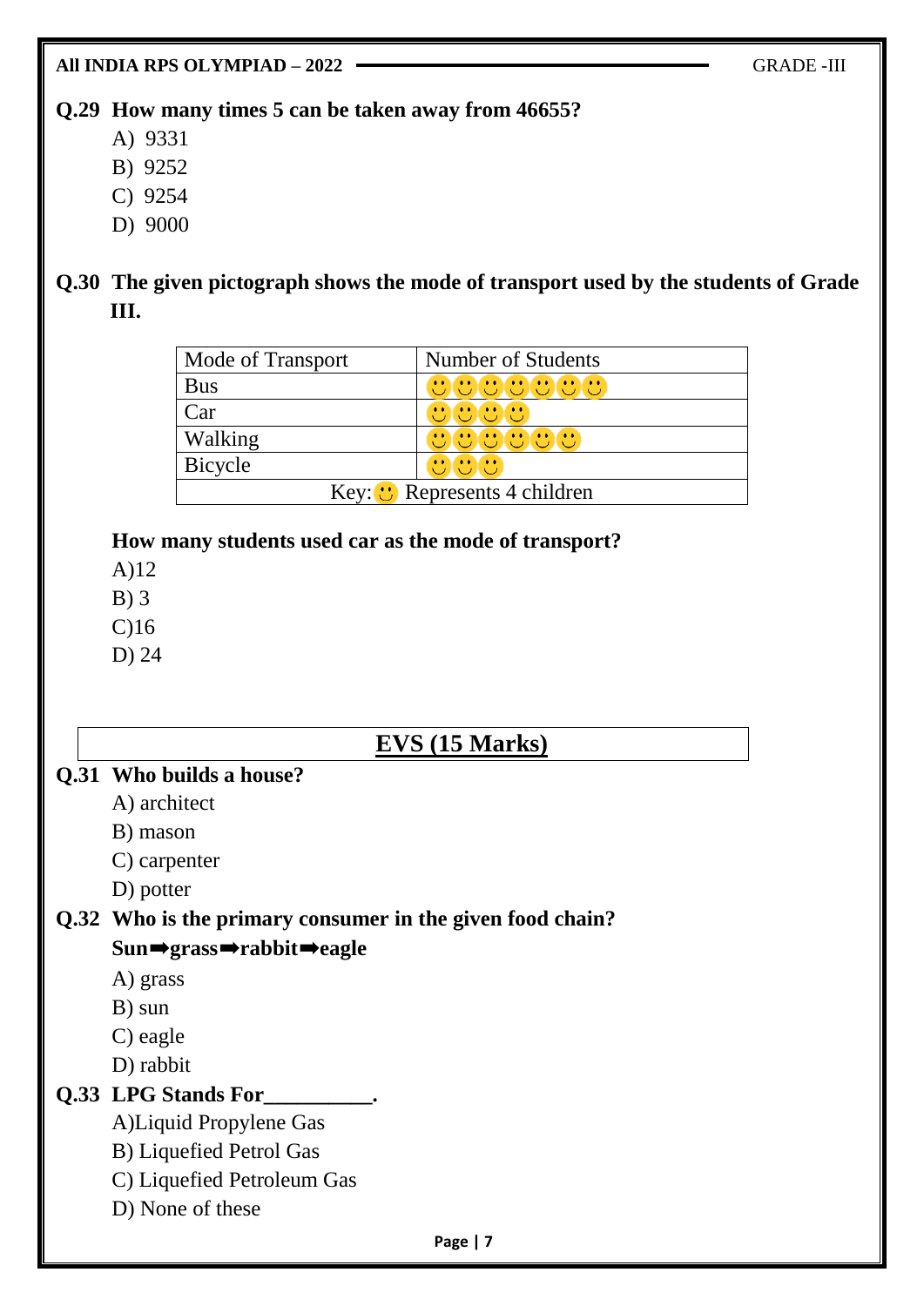**Q.29 How many times 5 can be taken away from 46655?**

A) 9331

B) 9252

C) 9254

D) 9000

**Q.30 The given pictograph shows the mode of transport used by the students of Grade III.**

| Mode of Transport | Number of Students |
| --- | --- |
| Bus | 🙂🙂🙂🙂🙂🙂🙂 |
| Car | 🙂🙂🙂🙂 |
| Walking | 🙂🙂🙂🙂🙂🙂 |
| Bicycle | 🙂🙂🙂 |
| Key: 🙂 Represents 4 children | |

**How many students used car as the mode of transport?**

A)12

B) 3

C)16

D) 24

## EVS (15 Marks)

**Q.31 Who builds a house?**

A) architect

B) mason

C) carpenter

D) potter

**Q.32 Who is the primary consumer in the given food chain?**

**Sun➡grass➡rabbit➡eagle**

A) grass

B) sun

C) eagle

D) rabbit

**Q.33 LPG Stands For__________.**

A)Liquid Propylene Gas

B) Liquefied Petrol Gas

C) Liquefied Petroleum Gas

D) None of these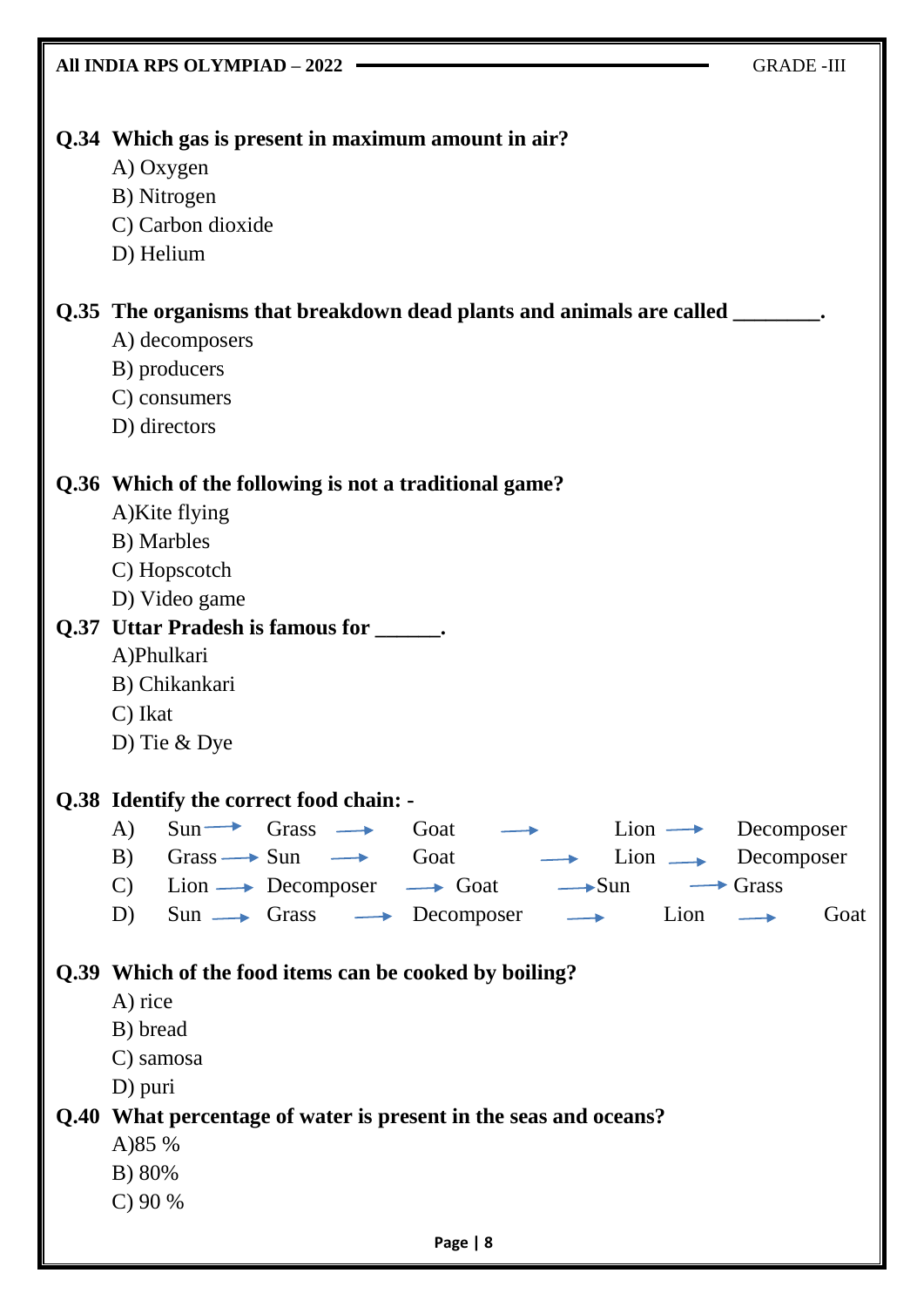**Q.34 Which gas is present in maximum amount in air?**

A) Oxygen
B) Nitrogen
C) Carbon dioxide
D) Helium

**Q.35 The organisms that breakdown dead plants and animals are called ________.**

A) decomposers
B) producers
C) consumers
D) directors

**Q.36 Which of the following is not a traditional game?**

A)Kite flying
B) Marbles
C) Hopscotch
D) Video game

**Q.37 Uttar Pradesh is famous for ______.**

A)Phulkari
B) Chikankari
C) Ikat
D) Tie & Dye

**Q.38 Identify the correct food chain: -**

A) Sun → Grass → Goat → Lion → Decomposer
B) Grass → Sun → Goat → Lion → Decomposer
C) Lion → Decomposer → Goat → Sun → Grass
D) Sun → Grass → Decomposer → Lion → Goat

**Q.39 Which of the food items can be cooked by boiling?**

A) rice
B) bread
C) samosa
D) puri

**Q.40 What percentage of water is present in the seas and oceans?**

A)85 %
B) 80%
C) 90 %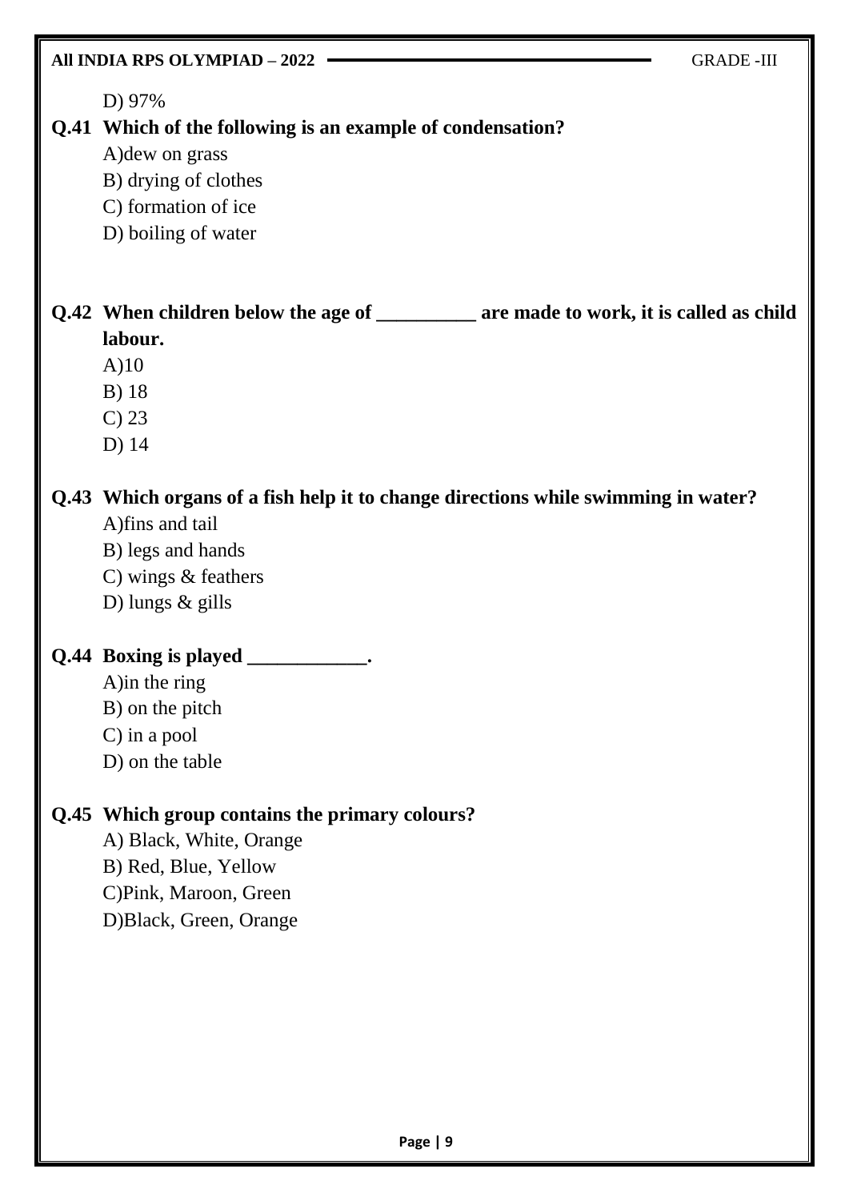D) 97%

**Q.41 Which of the following is an example of condensation?**

A)dew on grass

B) drying of clothes

C) formation of ice

D) boiling of water

**Q.42 When children below the age of __________ are made to work, it is called as child labour.**

A)10

B) 18

C) 23

D) 14

**Q.43 Which organs of a fish help it to change directions while swimming in water?**

A)fins and tail

B) legs and hands

C) wings & feathers

D) lungs & gills

**Q.44 Boxing is played ____________.**

A)in the ring

B) on the pitch

C) in a pool

D) on the table

**Q.45 Which group contains the primary colours?**

A) Black, White, Orange

B) Red, Blue, Yellow

C)Pink, Maroon, Green

D)Black, Green, Orange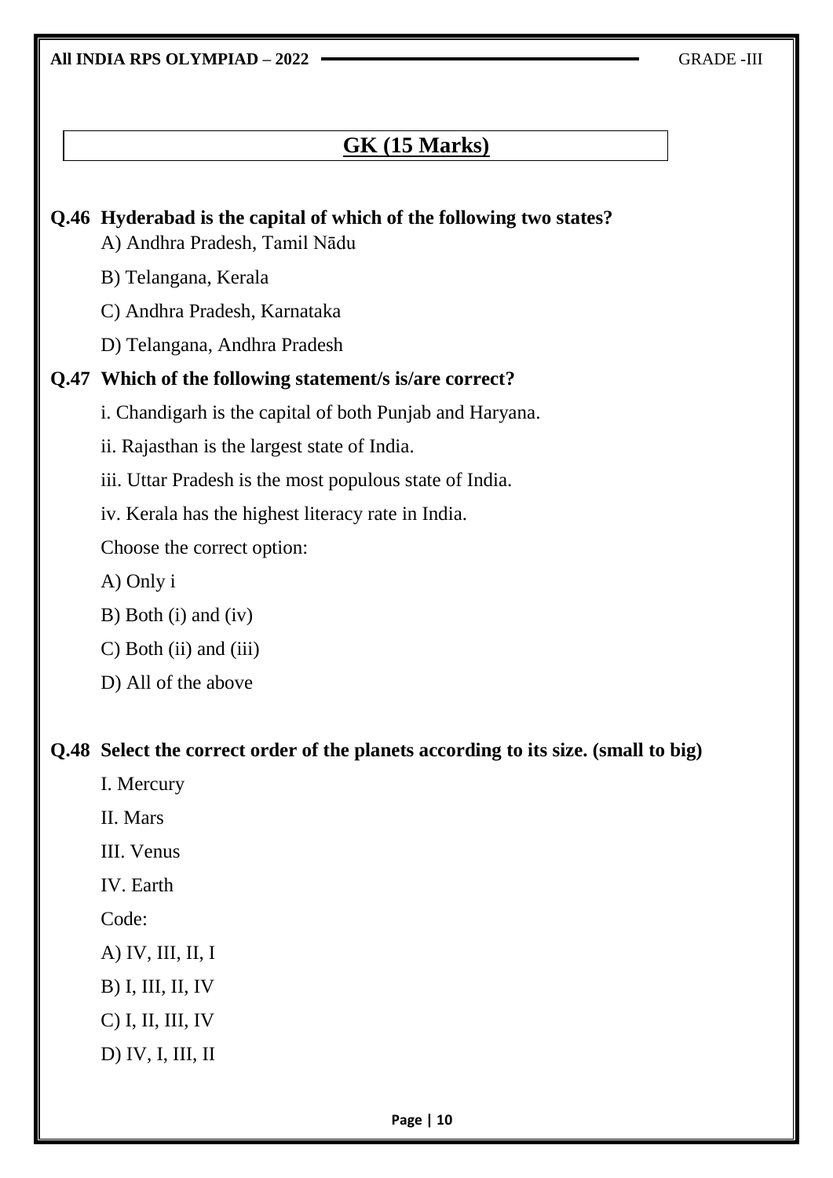## GK (15 Marks)

**Q.46 Hyderabad is the capital of which of the following two states?**

A) Andhra Pradesh, Tamil Nādu

B) Telangana, Kerala

C) Andhra Pradesh, Karnataka

D) Telangana, Andhra Pradesh

**Q.47 Which of the following statement/s is/are correct?**

i. Chandigarh is the capital of both Punjab and Haryana.

ii. Rajasthan is the largest state of India.

iii. Uttar Pradesh is the most populous state of India.

iv. Kerala has the highest literacy rate in India.

Choose the correct option:

A) Only i

B) Both (i) and (iv)

C) Both (ii) and (iii)

D) All of the above

**Q.48 Select the correct order of the planets according to its size. (small to big)**

I. Mercury

II. Mars

III. Venus

IV. Earth

Code:

A) IV, III, II, I

B) I, III, II, IV

C) I, II, III, IV

D) IV, I, III, II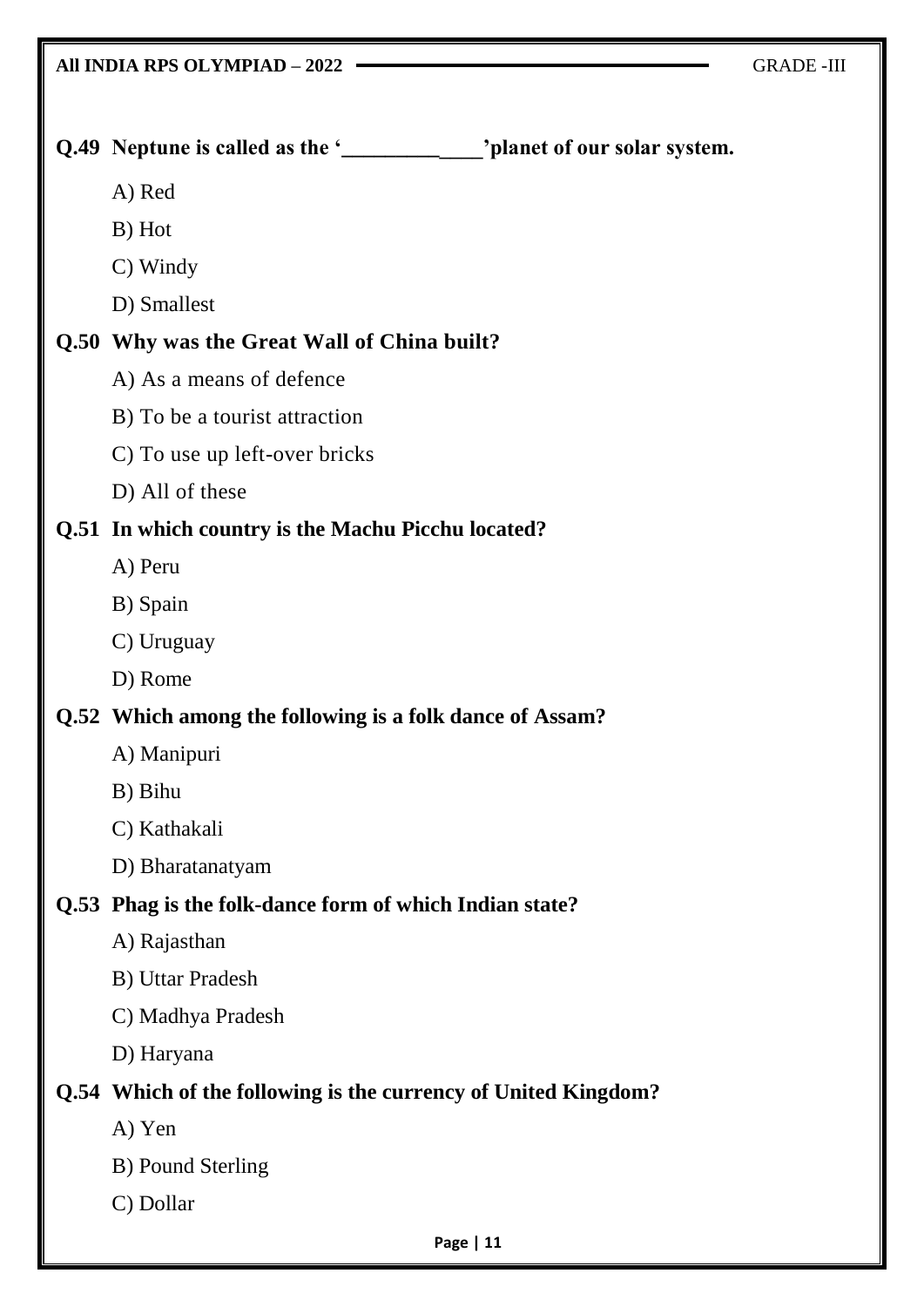**Q.49 Neptune is called as the '_____________'planet of our solar system.**

A) Red

B) Hot

C) Windy

D) Smallest

**Q.50 Why was the Great Wall of China built?**

A) As a means of defence

B) To be a tourist attraction

C) To use up left-over bricks

D) All of these

**Q.51 In which country is the Machu Picchu located?**

A) Peru

B) Spain

C) Uruguay

D) Rome

**Q.52 Which among the following is a folk dance of Assam?**

A) Manipuri

B) Bihu

C) Kathakali

D) Bharatanatyam

**Q.53 Phag is the folk-dance form of which Indian state?**

A) Rajasthan

B) Uttar Pradesh

C) Madhya Pradesh

D) Haryana

**Q.54 Which of the following is the currency of United Kingdom?**

A) Yen

B) Pound Sterling

C) Dollar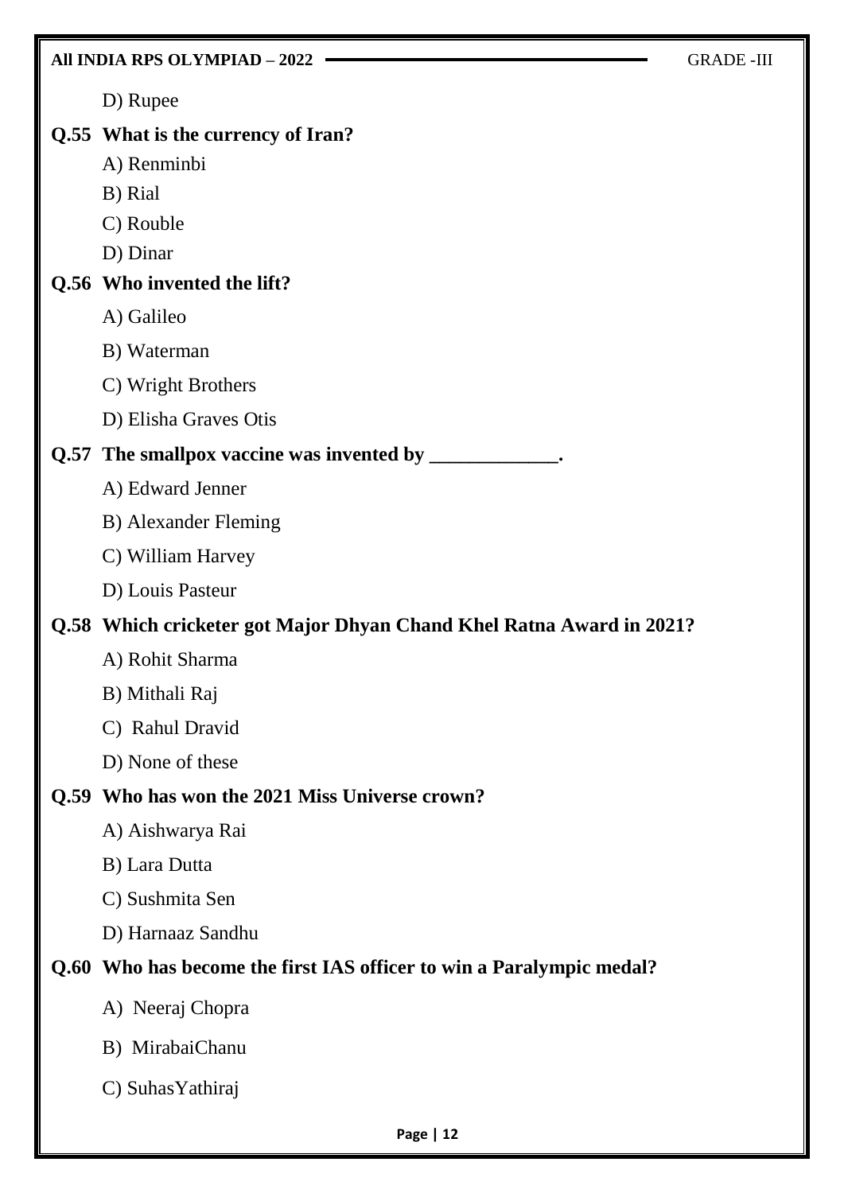D) Rupee

**Q.55 What is the currency of Iran?**

A) Renminbi

B) Rial

C) Rouble

D) Dinar

**Q.56 Who invented the lift?**

A) Galileo

B) Waterman

C) Wright Brothers

D) Elisha Graves Otis

**Q.57 The smallpox vaccine was invented by _____________.**

A) Edward Jenner

B) Alexander Fleming

C) William Harvey

D) Louis Pasteur

**Q.58 Which cricketer got Major Dhyan Chand Khel Ratna Award in 2021?**

A) Rohit Sharma

B) Mithali Raj

C) Rahul Dravid

D) None of these

**Q.59 Who has won the 2021 Miss Universe crown?**

A) Aishwarya Rai

B) Lara Dutta

C) Sushmita Sen

D) Harnaaz Sandhu

**Q.60 Who has become the first IAS officer to win a Paralympic medal?**

A) Neeraj Chopra

B) MirabaiChanu

C) SuhasYathiraj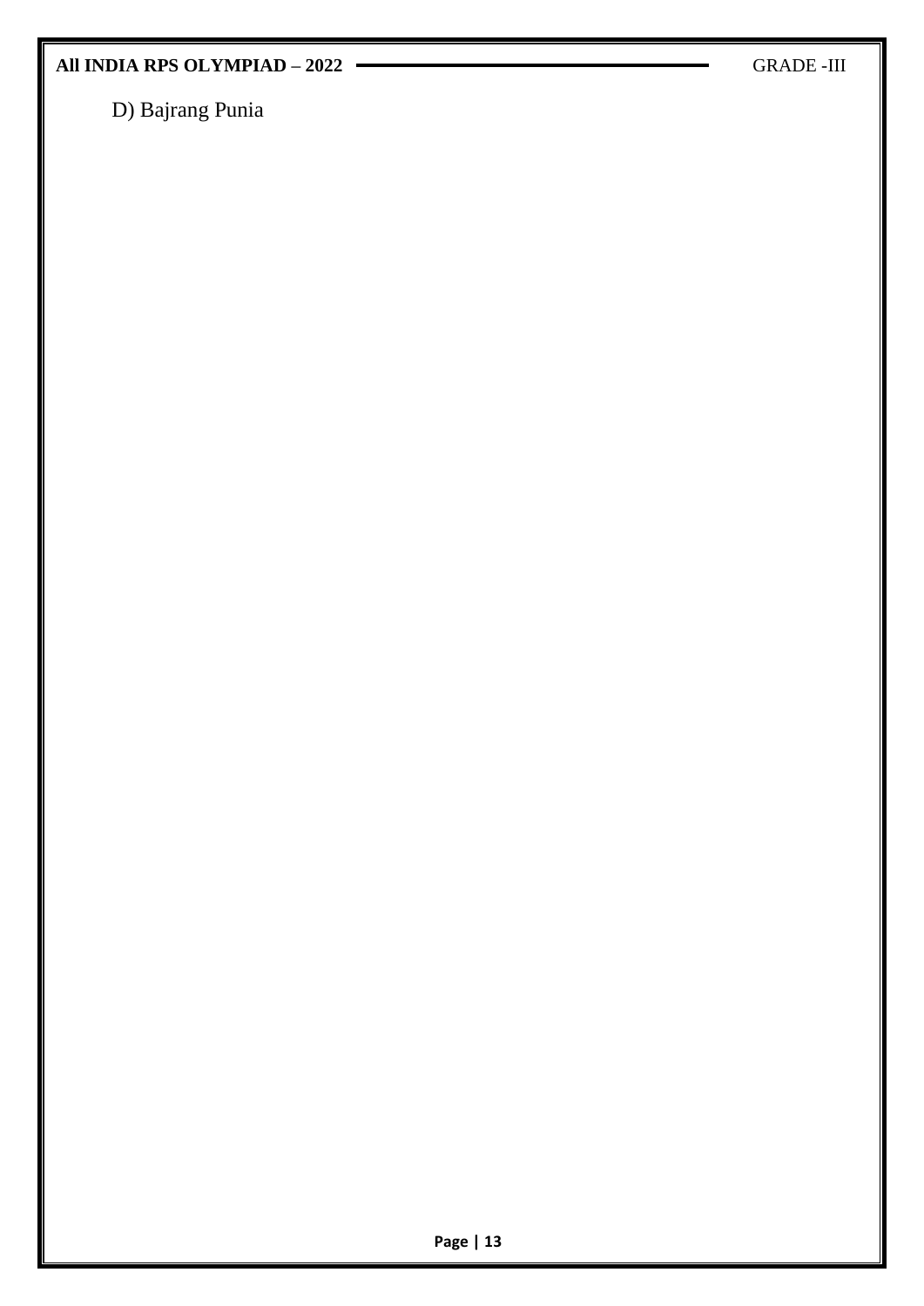D) Bajrang Punia